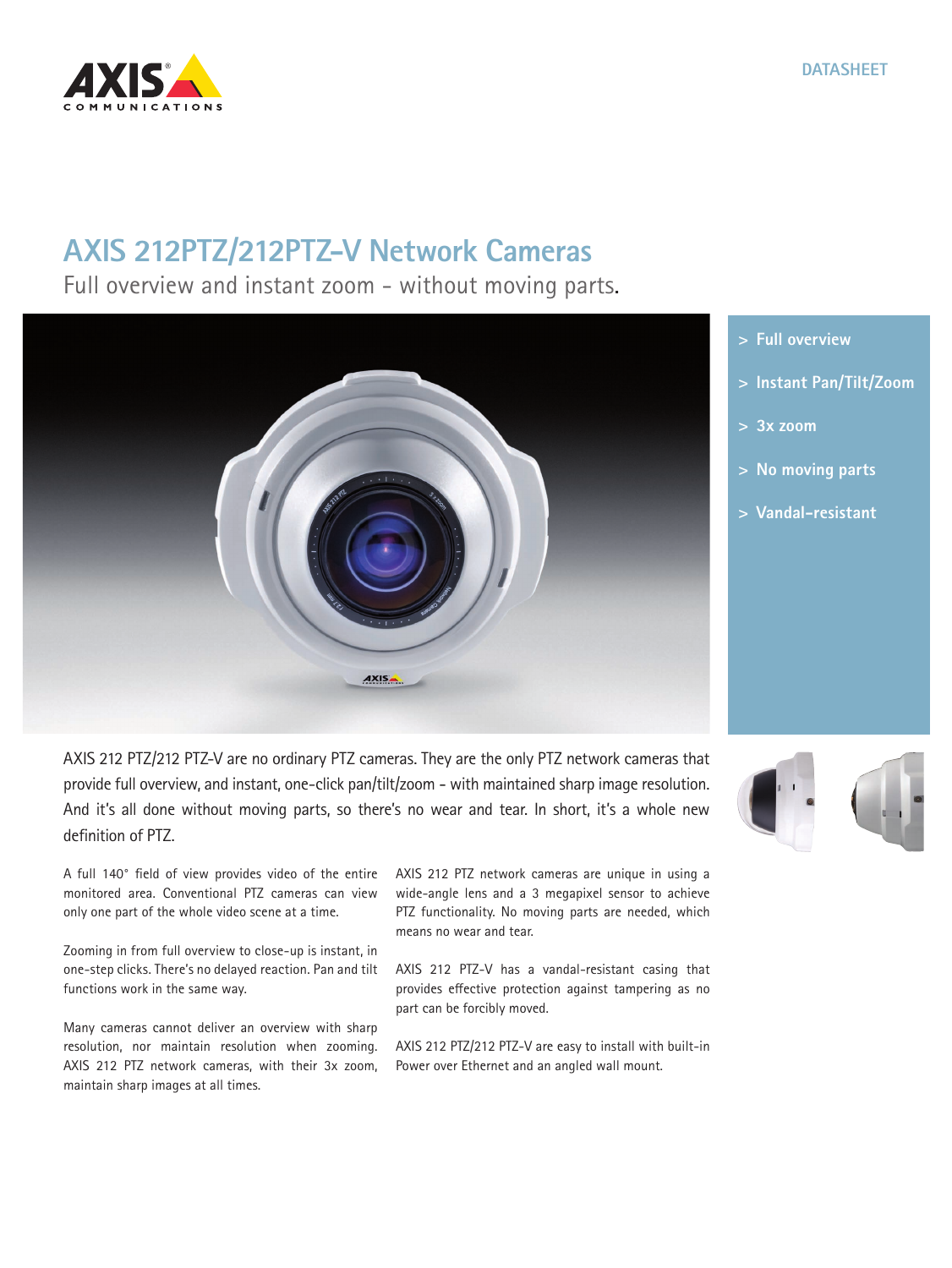DATASHEET

# AXIS 212PTZ/212PTZ-V Network Cameras

Full overview and instant zoom - without moving parts.

- > Full overview
- > Instant Pan/Tilt/Zoom
- > 3x zoom
- > No moving parts
- > Vandal-resistant

AXIS 212 PTZ/212 PTZ-V are no ordinary PTZ cameras. They are the only PTZ network cameras that provide full overview, and instant, one-click pan/tilt/zoom - with maintained sharp image resolution. And it's all done without moving parts, so there's no wear and tear. In short, it's a whole new definition of PTZ.

A full 140° field of view provides video of the entire monitored area. Conventional PTZ cameras can view only one part of the whole video scene at a time.

Zooming in from full overview to close-up is instant, in one-step clicks. There's no delayed reaction. Pan and tilt functions work in the same way.

Many cameras cannot deliver an overview with sharp resolution, nor maintain resolution when zooming. AXIS 212 PTZ network cameras, with their 3x zoom, maintain sharp images at all times.

AXIS 212 PTZ network cameras are unique in using a wide-angle lens and a 3 megapixel sensor to achieve PTZ functionality. No moving parts are needed, which means no wear and tear.

AXIS 212 PTZ-V has a vandal-resistant casing that provides effective protection against tampering as no part can be forcibly moved.

AXIS 212 PTZ/212 PTZ-V are easy to install with built-in Power over Ethernet and an angled wall mount.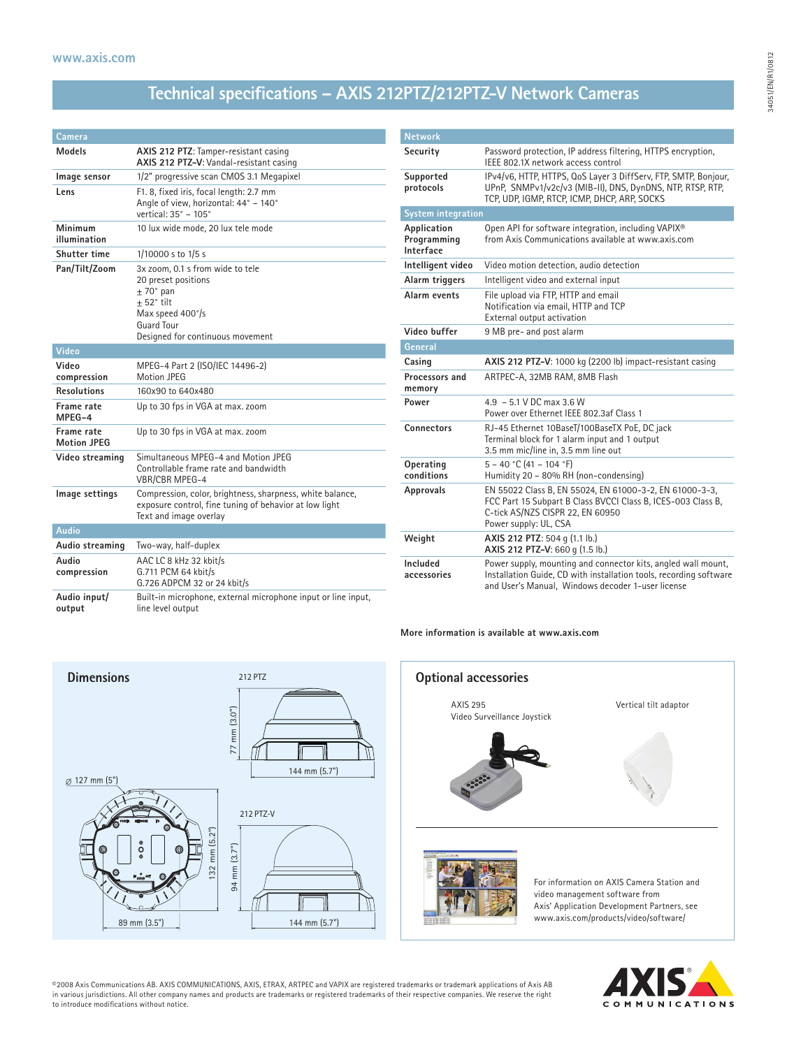www.axis.com

# Technical specifications – AXIS 212PTZ/212PTZ-V Network Cameras

| | |
|---|---|
| **Camera** | |
| **Models** | **AXIS 212 PTZ**: Tamper-resistant casing<br>**AXIS 212 PTZ-V**: Vandal-resistant casing |
| **Image sensor** | 1/2" progressive scan CMOS 3.1 Megapixel |
| **Lens** | F1. 8, fixed iris, focal length: 2.7 mm<br>Angle of view, horizontal: 44° – 140°<br>vertical: 35° – 105° |
| **Minimum illumination** | 10 lux wide mode, 20 lux tele mode |
| **Shutter time** | 1/10000 s to 1/5 s |
| **Pan/Tilt/Zoom** | 3x zoom, 0.1 s from wide to tele<br>20 preset positions<br>± 70° pan<br>± 52° tilt<br>Max speed 400°/s<br>Guard Tour<br>Designed for continuous movement |
| **Video** | |
| **Video compression** | MPEG-4 Part 2 (ISO/IEC 14496-2)<br>Motion JPEG |
| **Resolutions** | 160x90 to 640x480 |
| **Frame rate MPEG-4** | Up to 30 fps in VGA at max. zoom |
| **Frame rate Motion JPEG** | Up to 30 fps in VGA at max. zoom |
| **Video streaming** | Simultaneous MPEG-4 and Motion JPEG<br>Controllable frame rate and bandwidth<br>VBR/CBR MPEG-4 |
| **Image settings** | Compression, color, brightness, sharpness, white balance, exposure control, fine tuning of behavior at low light<br>Text and image overlay |
| **Audio** | |
| **Audio streaming** | Two-way, half-duplex |
| **Audio compression** | AAC LC 8 kHz 32 kbit/s<br>G.711 PCM 64 kbit/s<br>G.726 ADPCM 32 or 24 kbit/s |
| **Audio input/ output** | Built-in microphone, external microphone input or line input, line level output |

| | |
|---|---|
| **Network** | |
| **Security** | Password protection, IP address filtering, HTTPS encryption, IEEE 802.1X network access control |
| **Supported protocols** | IPv4/v6, HTTP, HTTPS, QoS Layer 3 DiffServ, FTP, SMTP, Bonjour, UPnP, SNMPv1/v2c/v3 (MIB-II), DNS, DynDNS, NTP, RTSP, RTP, TCP, UDP, IGMP, RTCP, ICMP, DHCP, ARP, SOCKS |
| **System integration** | |
| **Application Programming Interface** | Open API for software integration, including VAPIX® from Axis Communications available at www.axis.com |
| **Intelligent video** | Video motion detection, audio detection |
| **Alarm triggers** | Intelligent video and external input |
| **Alarm events** | File upload via FTP, HTTP and email<br>Notification via email, HTTP and TCP<br>External output activation |
| **Video buffer** | 9 MB pre- and post alarm |
| **General** | |
| **Casing** | **AXIS 212 PTZ-V**: 1000 kg (2200 lb) impact-resistant casing |
| **Processors and memory** | ARTPEC-A, 32MB RAM, 8MB Flash |
| **Power** | 4.9 – 5.1 V DC max 3.6 W<br>Power over Ethernet IEEE 802.3af Class 1 |
| **Connectors** | RJ-45 Ethernet 10BaseT/100BaseTX PoE, DC jack<br>Terminal block for 1 alarm input and 1 output<br>3.5 mm mic/line in, 3.5 mm line out |
| **Operating conditions** | 5 – 40 °C (41 – 104 °F)<br>Humidity 20 – 80% RH (non-condensing) |
| **Approvals** | EN 55022 Class B, EN 55024, EN 61000-3-2, EN 61000-3-3, FCC Part 15 Subpart B Class BVCCI Class B, ICES-003 Class B, C-tick AS/NZS CISPR 22, EN 60950<br>Power supply: UL, CSA |
| **Weight** | **AXIS 212 PTZ**: 504 g (1.1 lb.)<br>**AXIS 212 PTZ-V**: 660 g (1.5 lb.) |
| **Included accessories** | Power supply, mounting and connector kits, angled wall mount, Installation Guide, CD with installation tools, recording software and User's Manual, Windows decoder 1-user license |

**More information is available at www.axis.com**

## Dimensions

212 PTZ

77 mm (3.0")

144 mm (5.7")

⌀ 127 mm (5")

132 mm (5.2")

89 mm (3.5")

212 PTZ-V

94 mm (3.7")

144 mm (5.7")

## Optional accessories

AXIS 295
Video Surveillance Joystick

Vertical tilt adaptor

For information on AXIS Camera Station and video management software from Axis' Application Development Partners, see www.axis.com/products/video/software/

©2008 Axis Communications AB. AXIS COMMUNICATIONS, AXIS, ETRAX, ARTPEC and VAPIX are registered trademarks or trademark applications of Axis AB in various jurisdictions. All other company names and products are trademarks or registered trademarks of their respective companies. We reserve the right to introduce modifications without notice.

34051/EN/R1/0812